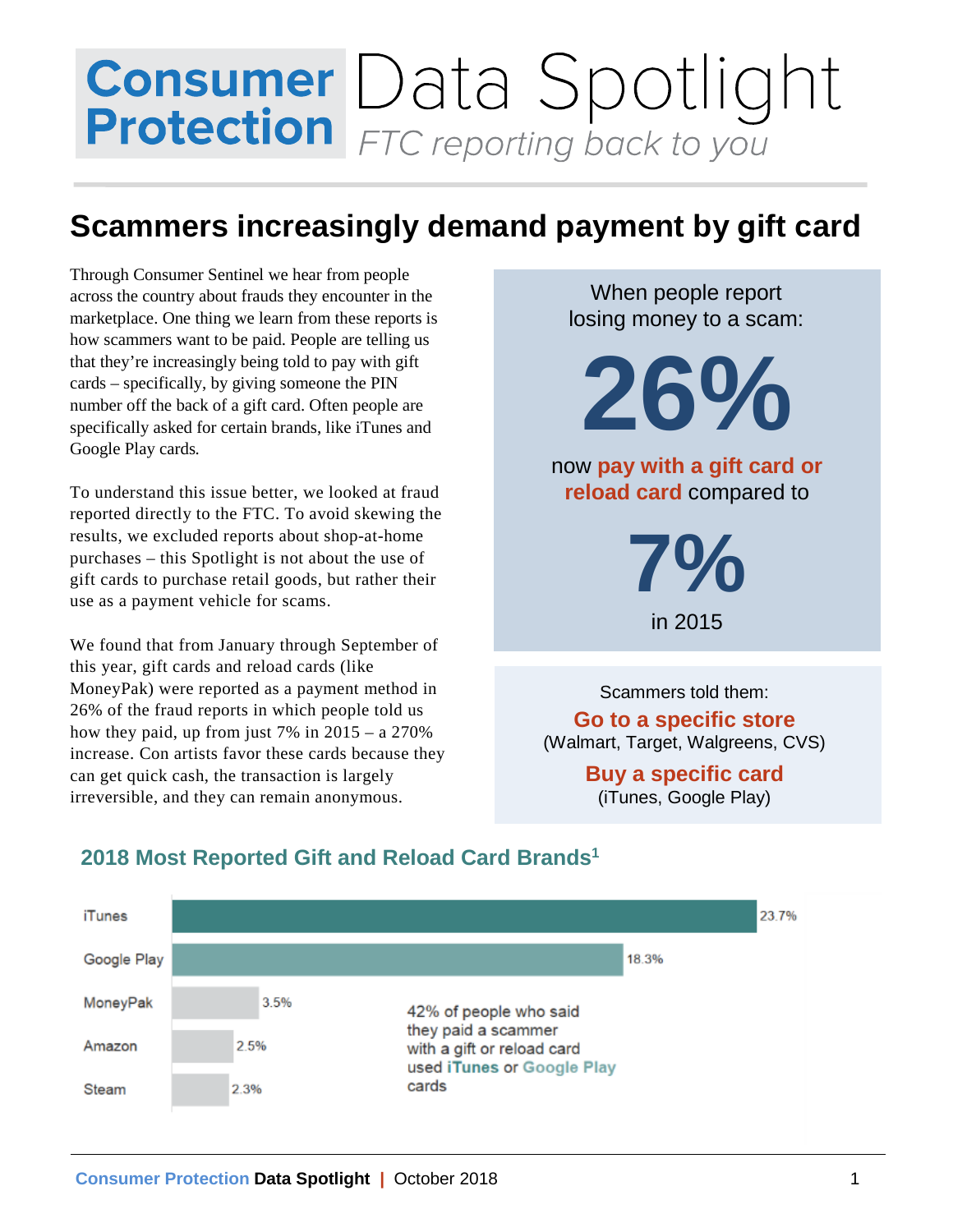# Consumer Protection Data Spotlight

*FTC reporting back to you*

## Scammers increasingly demand payment by gift card

Through Consumer Sentinel we hear from people across the country about frauds they encounter in the marketplace. One thing we learn from these reports is how scammers want to be paid. People are telling us that they're increasingly being told to pay with gift cards – specifically, by giving someone the PIN number off the back of a gift card. Often people are specifically asked for certain brands, like iTunes and Google Play cards.

To understand this issue better, we looked at fraud reported directly to the FTC. To avoid skewing the results, we excluded reports about shop-at-home purchases – this Spotlight is not about the use of gift cards to purchase retail goods, but rather their use as a payment vehicle for scams.

We found that from January through September of this year, gift cards and reload cards (like MoneyPak) were reported as a payment method in 26% of the fraud reports in which people told us how they paid, up from just 7% in 2015 – a 270% increase. Con artists favor these cards because they can get quick cash, the transaction is largely irreversible, and they can remain anonymous.

When people report losing money to a scam:

**26%**

now **pay with a gift card or reload card** compared to

**7%**

in 2015

Scammers told them:

**Go to a specific store**
(Walmart, Target, Walgreens, CVS)

**Buy a specific card**
(iTunes, Google Play)

### 2018 Most Reported Gift and Reload Card Brands[1]

| Brand | Percent |
|---|---|
| iTunes | 23.7% |
| Google Play | 18.3% |
| MoneyPak | 3.5% |
| Amazon | 2.5% |
| Steam | 2.3% |

42% of people who said they paid a scammer with a gift or reload card used **iTunes** or **Google Play** cards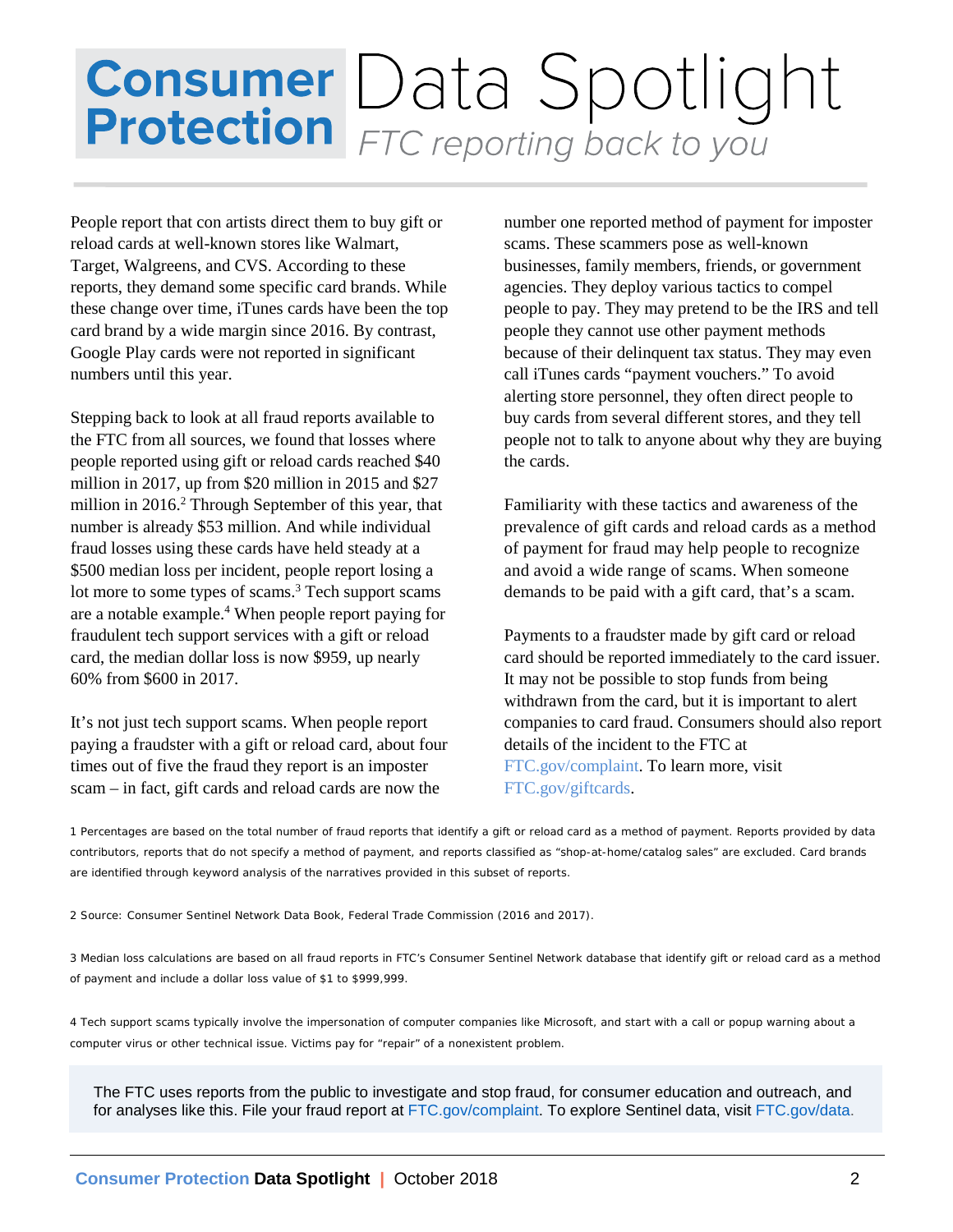# Consumer Protection Data Spotlight

*FTC reporting back to you*

People report that con artists direct them to buy gift or reload cards at well-known stores like Walmart, Target, Walgreens, and CVS. According to these reports, they demand some specific card brands. While these change over time, iTunes cards have been the top card brand by a wide margin since 2016. By contrast, Google Play cards were not reported in significant numbers until this year.

Stepping back to look at all fraud reports available to the FTC from all sources, we found that losses where people reported using gift or reload cards reached $40 million in 2017, up from $20 million in 2015 and $27 million in 2016.[2] Through September of this year, that number is already $53 million. And while individual fraud losses using these cards have held steady at a $500 median loss per incident, people report losing a lot more to some types of scams.[3] Tech support scams are a notable example.[4] When people report paying for fraudulent tech support services with a gift or reload card, the median dollar loss is now $959, up nearly 60% from $600 in 2017.

It's not just tech support scams. When people report paying a fraudster with a gift or reload card, about four times out of five the fraud they report is an imposter scam – in fact, gift cards and reload cards are now the number one reported method of payment for imposter scams. These scammers pose as well-known businesses, family members, friends, or government agencies. They deploy various tactics to compel people to pay. They may pretend to be the IRS and tell people they cannot use other payment methods because of their delinquent tax status. They may even call iTunes cards "payment vouchers." To avoid alerting store personnel, they often direct people to buy cards from several different stores, and they tell people not to talk to anyone about why they are buying the cards.

Familiarity with these tactics and awareness of the prevalence of gift cards and reload cards as a method of payment for fraud may help people to recognize and avoid a wide range of scams. When someone demands to be paid with a gift card, that's a scam.

Payments to a fraudster made by gift card or reload card should be reported immediately to the card issuer. It may not be possible to stop funds from being withdrawn from the card, but it is important to alert companies to card fraud. Consumers should also report details of the incident to the FTC at FTC.gov/complaint. To learn more, visit FTC.gov/giftcards.

1 Percentages are based on the total number of fraud reports that identify a gift or reload card as a method of payment. Reports provided by data contributors, reports that do not specify a method of payment, and reports classified as "shop-at-home/catalog sales" are excluded. Card brands are identified through keyword analysis of the narratives provided in this subset of reports.

2 Source: Consumer Sentinel Network Data Book, Federal Trade Commission (2016 and 2017).

3 Median loss calculations are based on all fraud reports in FTC's Consumer Sentinel Network database that identify gift or reload card as a method of payment and include a dollar loss value of $1 to $999,999.

4 Tech support scams typically involve the impersonation of computer companies like Microsoft, and start with a call or popup warning about a computer virus or other technical issue. Victims pay for "repair" of a nonexistent problem.

The FTC uses reports from the public to investigate and stop fraud, for consumer education and outreach, and for analyses like this. File your fraud report at FTC.gov/complaint. To explore Sentinel data, visit FTC.gov/data.